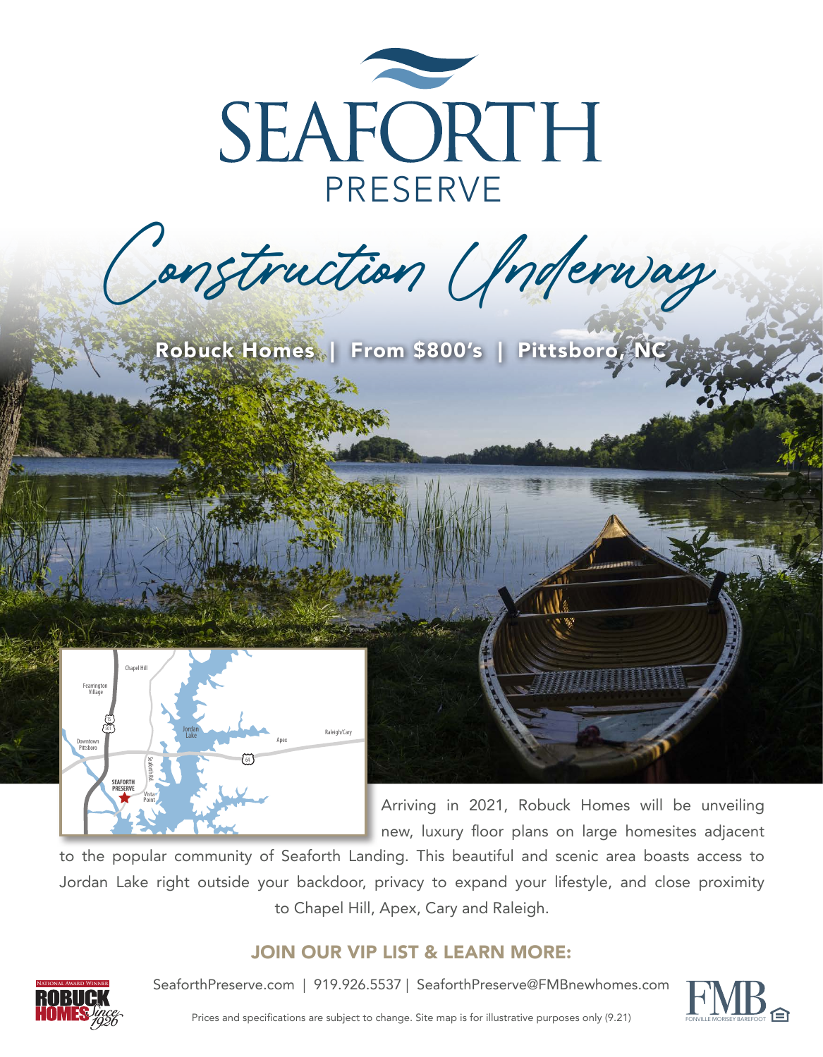# SEAFORTH PRESERVE

## Construction Underway

**Robuck Homes | From $800's | Pittsboro, NC**

Arriving in 2021, Robuck Homes will be unveiling new, luxury floor plans on large homesites adjacent to the popular community of Seaforth Landing. This beautiful and scenic area boasts access to Jordan Lake right outside your backdoor, privacy to expand your lifestyle, and close proximity to Chapel Hill, Apex, Cary and Raleigh.

### JOIN OUR VIP LIST & LEARN MORE:

SeaforthPreserve.com | 919.926.5537 | SeaforthPreserve@FMBnewhomes.com

Prices and specifications are subject to change. Site map is for illustrative purposes only (9.21)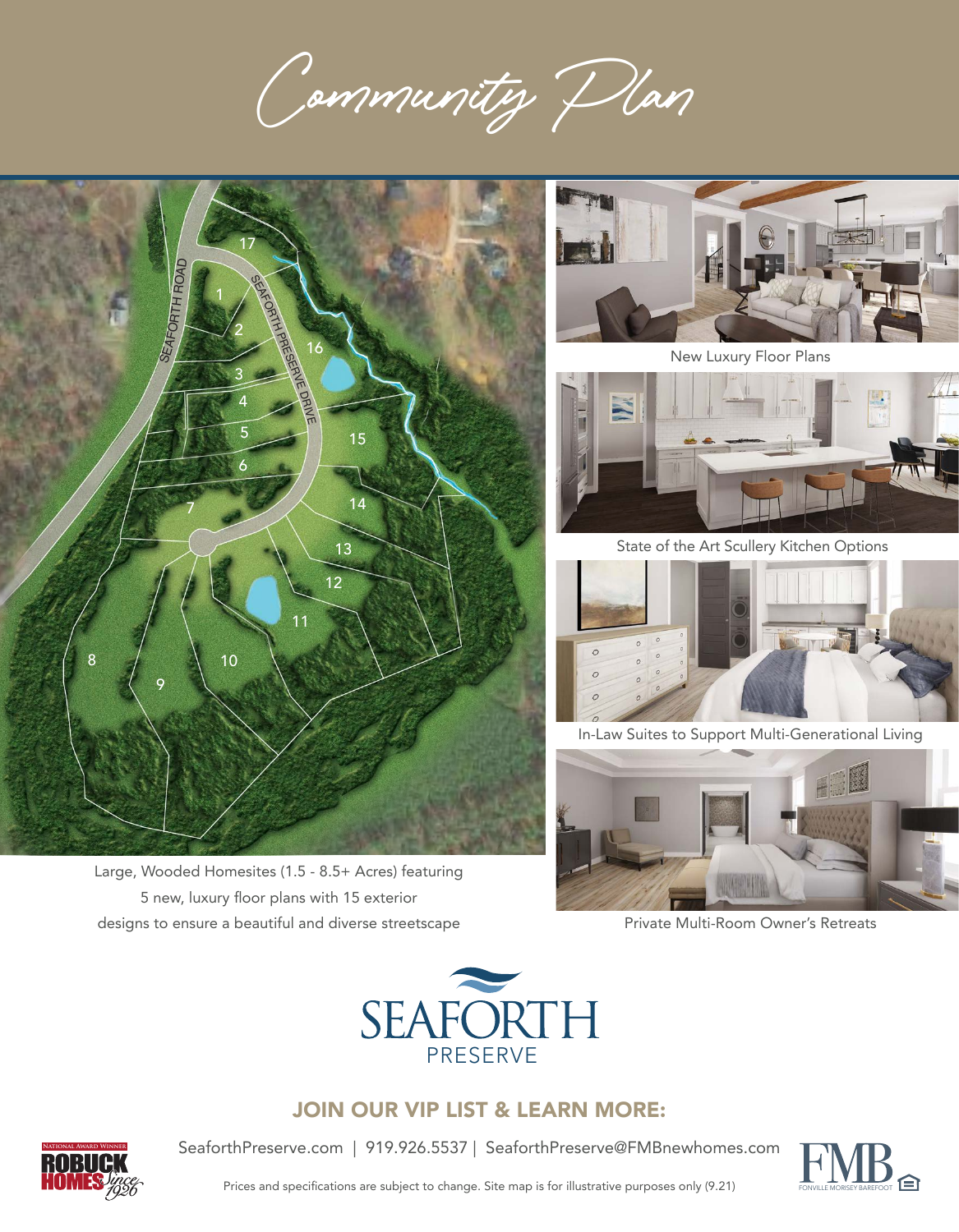# Community Plan

SEAFORTH ROAD

SEAFORTH PRESERVE DRIVE

1
2
3
4
5
6
7
8
9
10
11
12
13
14
15
16
17

Large, Wooded Homesites (1.5 - 8.5+ Acres) featuring 5 new, luxury floor plans with 15 exterior designs to ensure a beautiful and diverse streetscape

New Luxury Floor Plans

State of the Art Scullery Kitchen Options

In-Law Suites to Support Multi-Generational Living

Private Multi-Room Owner's Retreats

SEAFORTH PRESERVE

## JOIN OUR VIP LIST & LEARN MORE:

SeaforthPreserve.com | 919.926.5537 | SeaforthPreserve@FMBnewhomes.com

National Award Winner ROBUCK HOMES Since 1926

FMB FONVILLE MORISEY BAREFOOT

Prices and specifications are subject to change. Site map is for illustrative purposes only (9.21)